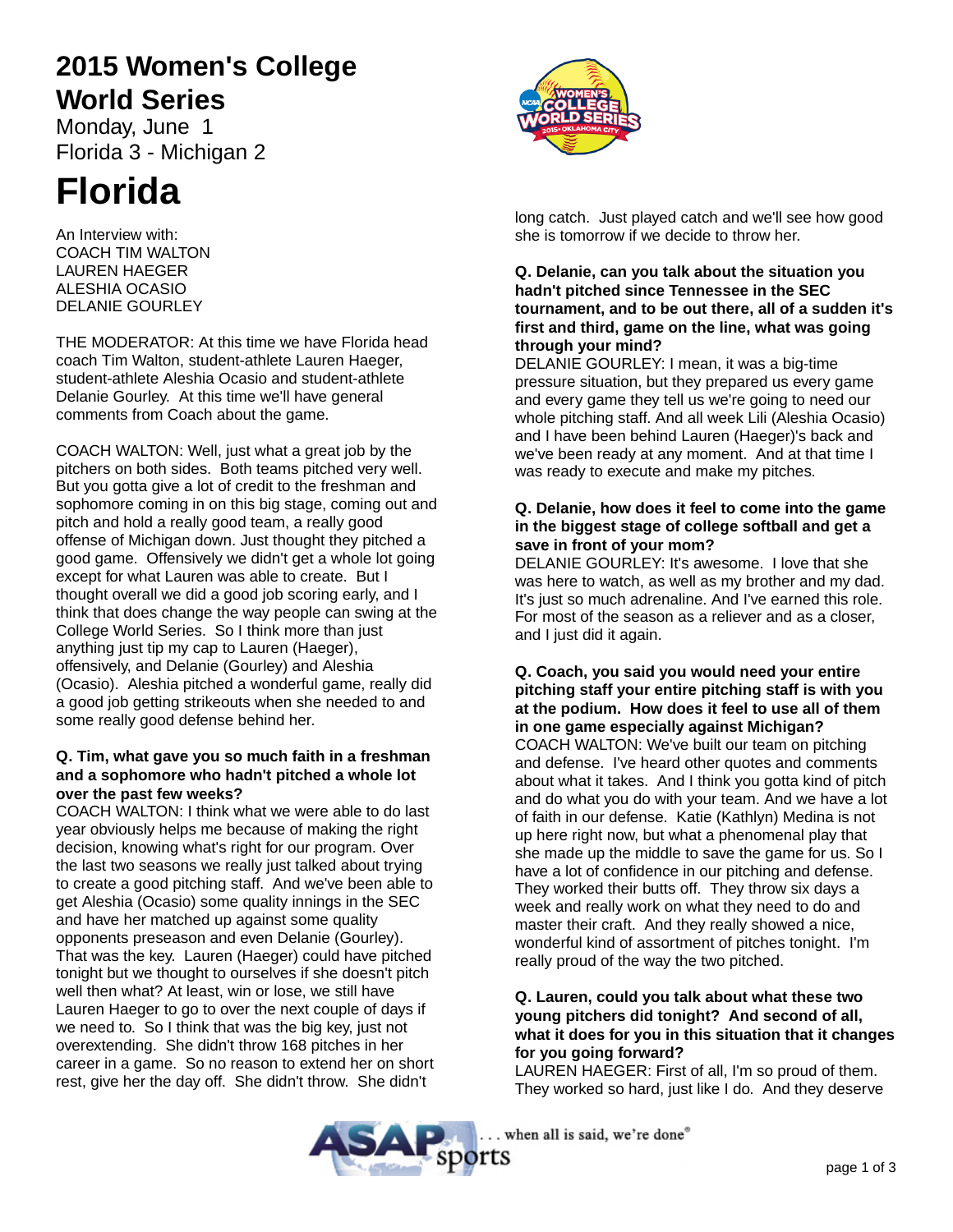# 2015 Women's College World Series

Monday, June 1

Florida 3 - Michigan 2

# Florida

An Interview with:
COACH TIM WALTON
LAUREN HAEGER
ALESHIA OCASIO
DELANIE GOURLEY

THE MODERATOR: At this time we have Florida head coach Tim Walton, student-athlete Lauren Haeger, student-athlete Aleshia Ocasio and student-athlete Delanie Gourley. At this time we'll have general comments from Coach about the game.

COACH WALTON: Well, just what a great job by the pitchers on both sides. Both teams pitched very well. But you gotta give a lot of credit to the freshman and sophomore coming in on this big stage, coming out and pitch and hold a really good team, a really good offense of Michigan down. Just thought they pitched a good game. Offensively we didn't get a whole lot going except for what Lauren was able to create. But I thought overall we did a good job scoring early, and I think that does change the way people can swing at the College World Series. So I think more than just anything just tip my cap to Lauren (Haeger), offensively, and Delanie (Gourley) and Aleshia (Ocasio). Aleshia pitched a wonderful game, really did a good job getting strikeouts when she needed to and some really good defense behind her.

**Q. Tim, what gave you so much faith in a freshman and a sophomore who hadn't pitched a whole lot over the past few weeks?**

COACH WALTON: I think what we were able to do last year obviously helps me because of making the right decision, knowing what's right for our program. Over the last two seasons we really just talked about trying to create a good pitching staff. And we've been able to get Aleshia (Ocasio) some quality innings in the SEC and have her matched up against some quality opponents preseason and even Delanie (Gourley). That was the key. Lauren (Haeger) could have pitched tonight but we thought to ourselves if she doesn't pitch well then what? At least, win or lose, we still have Lauren Haeger to go to over the next couple of days if we need to. So I think that was the big key, just not overextending. She didn't throw 168 pitches in her career in a game. So no reason to extend her on short rest, give her the day off. She didn't throw. She didn't long catch. Just played catch and we'll see how good she is tomorrow if we decide to throw her.

**Q. Delanie, can you talk about the situation you hadn't pitched since Tennessee in the SEC tournament, and to be out there, all of a sudden it's first and third, game on the line, what was going through your mind?**

DELANIE GOURLEY: I mean, it was a big-time pressure situation, but they prepared us every game and every game they tell us we're going to need our whole pitching staff. And all week Lili (Aleshia Ocasio) and I have been behind Lauren (Haeger)'s back and we've been ready at any moment. And at that time I was ready to execute and make my pitches.

**Q. Delanie, how does it feel to come into the game in the biggest stage of college softball and get a save in front of your mom?**

DELANIE GOURLEY: It's awesome. I love that she was here to watch, as well as my brother and my dad. It's just so much adrenaline. And I've earned this role. For most of the season as a reliever and as a closer, and I just did it again.

**Q. Coach, you said you would need your entire pitching staff your entire pitching staff is with you at the podium. How does it feel to use all of them in one game especially against Michigan?**

COACH WALTON: We've built our team on pitching and defense. I've heard other quotes and comments about what it takes. And I think you gotta kind of pitch and do what you do with your team. And we have a lot of faith in our defense. Katie (Kathlyn) Medina is not up here right now, but what a phenomenal play that she made up the middle to save the game for us. So I have a lot of confidence in our pitching and defense. They worked their butts off. They throw six days a week and really work on what they need to do and master their craft. And they really showed a nice, wonderful kind of assortment of pitches tonight. I'm really proud of the way the two pitched.

**Q. Lauren, could you talk about what these two young pitchers did tonight? And second of all, what it does for you in this situation that it changes for you going forward?**

LAUREN HAEGER: First of all, I'm so proud of them. They worked so hard, just like I do. And they deserve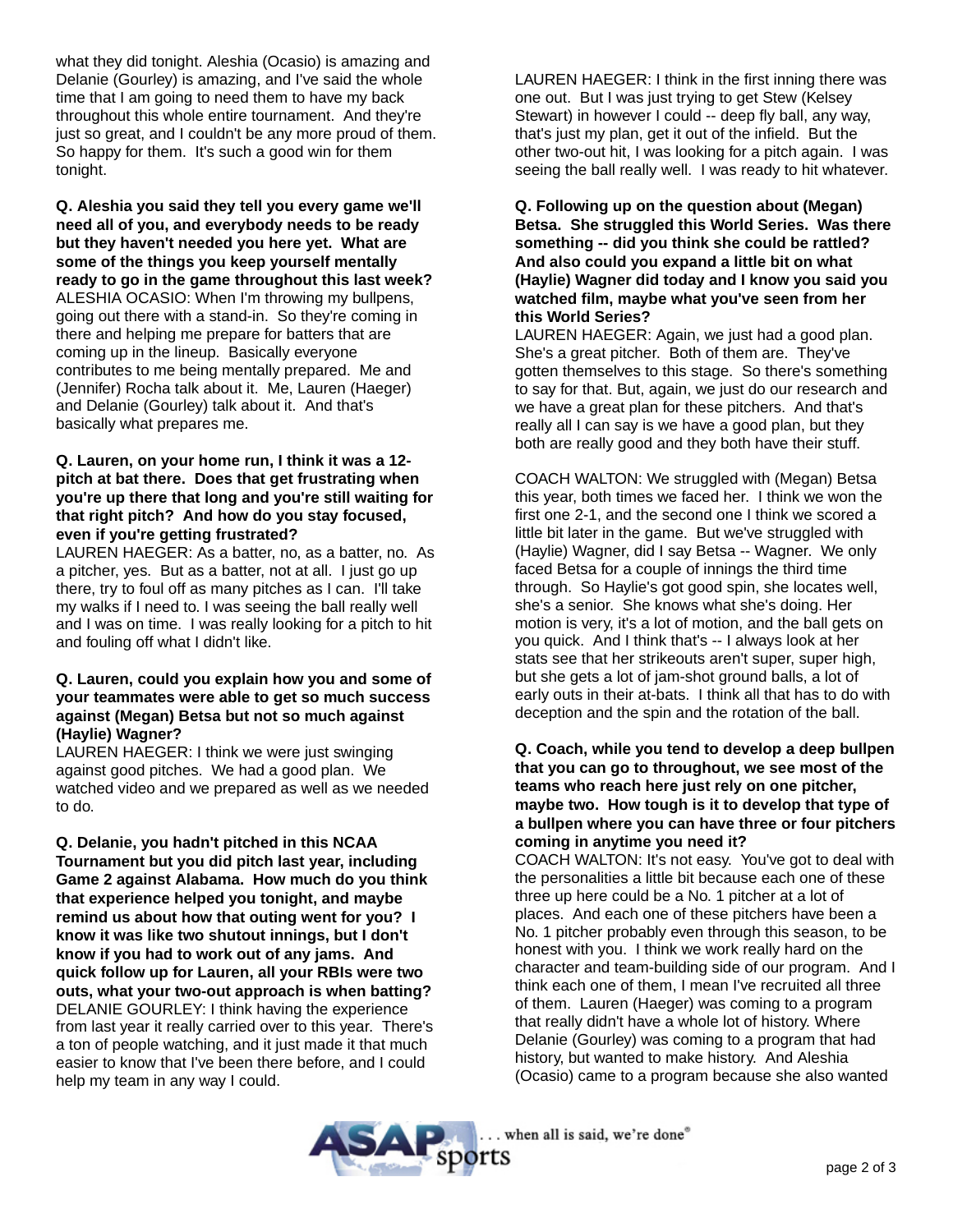what they did tonight. Aleshia (Ocasio) is amazing and Delanie (Gourley) is amazing, and I've said the whole time that I am going to need them to have my back throughout this whole entire tournament. And they're just so great, and I couldn't be any more proud of them. So happy for them. It's such a good win for them tonight.

**Q. Aleshia you said they tell you every game we'll need all of you, and everybody needs to be ready but they haven't needed you here yet. What are some of the things you keep yourself mentally ready to go in the game throughout this last week?**
ALESHIA OCASIO: When I'm throwing my bullpens, going out there with a stand-in. So they're coming in there and helping me prepare for batters that are coming up in the lineup. Basically everyone contributes to me being mentally prepared. Me and (Jennifer) Rocha talk about it. Me, Lauren (Haeger) and Delanie (Gourley) talk about it. And that's basically what prepares me.

**Q. Lauren, on your home run, I think it was a 12-pitch at bat there. Does that get frustrating when you're up there that long and you're still waiting for that right pitch? And how do you stay focused, even if you're getting frustrated?**
LAUREN HAEGER: As a batter, no, as a batter, no. As a pitcher, yes. But as a batter, not at all. I just go up there, try to foul off as many pitches as I can. I'll take my walks if I need to. I was seeing the ball really well and I was on time. I was really looking for a pitch to hit and fouling off what I didn't like.

**Q. Lauren, could you explain how you and some of your teammates were able to get so much success against (Megan) Betsa but not so much against (Haylie) Wagner?**
LAUREN HAEGER: I think we were just swinging against good pitches. We had a good plan. We watched video and we prepared as well as we needed to do.

**Q. Delanie, you hadn't pitched in this NCAA Tournament but you did pitch last year, including Game 2 against Alabama. How much do you think that experience helped you tonight, and maybe remind us about how that outing went for you? I know it was like two shutout innings, but I don't know if you had to work out of any jams. And quick follow up for Lauren, all your RBIs were two outs, what your two-out approach is when batting?**
DELANIE GOURLEY: I think having the experience from last year it really carried over to this year. There's a ton of people watching, and it just made it that much easier to know that I've been there before, and I could help my team in any way I could.

LAUREN HAEGER: I think in the first inning there was one out. But I was just trying to get Stew (Kelsey Stewart) in however I could -- deep fly ball, any way, that's just my plan, get it out of the infield. But the other two-out hit, I was looking for a pitch again. I was seeing the ball really well. I was ready to hit whatever.

**Q. Following up on the question about (Megan) Betsa. She struggled this World Series. Was there something -- did you think she could be rattled? And also could you expand a little bit on what (Haylie) Wagner did today and I know you said you watched film, maybe what you've seen from her this World Series?**
LAUREN HAEGER: Again, we just had a good plan. She's a great pitcher. Both of them are. They've gotten themselves to this stage. So there's something to say for that. But, again, we just do our research and we have a great plan for these pitchers. And that's really all I can say is we have a good plan, but they both are really good and they both have their stuff.

COACH WALTON: We struggled with (Megan) Betsa this year, both times we faced her. I think we won the first one 2-1, and the second one I think we scored a little bit later in the game. But we've struggled with (Haylie) Wagner, did I say Betsa -- Wagner. We only faced Betsa for a couple of innings the third time through. So Haylie's got good spin, she locates well, she's a senior. She knows what she's doing. Her motion is very, it's a lot of motion, and the ball gets on you quick. And I think that's -- I always look at her stats see that her strikeouts aren't super, super high, but she gets a lot of jam-shot ground balls, a lot of early outs in their at-bats. I think all that has to do with deception and the spin and the rotation of the ball.

**Q. Coach, while you tend to develop a deep bullpen that you can go to throughout, we see most of the teams who reach here just rely on one pitcher, maybe two. How tough is it to develop that type of a bullpen where you can have three or four pitchers coming in anytime you need it?**
COACH WALTON: It's not easy. You've got to deal with the personalities a little bit because each one of these three up here could be a No. 1 pitcher at a lot of places. And each one of these pitchers have been a No. 1 pitcher probably even through this season, to be honest with you. I think we work really hard on the character and team-building side of our program. And I think each one of them, I mean I've recruited all three of them. Lauren (Haeger) was coming to a program that really didn't have a whole lot of history. Where Delanie (Gourley) was coming to a program that had history, but wanted to make history. And Aleshia (Ocasio) came to a program because she also wanted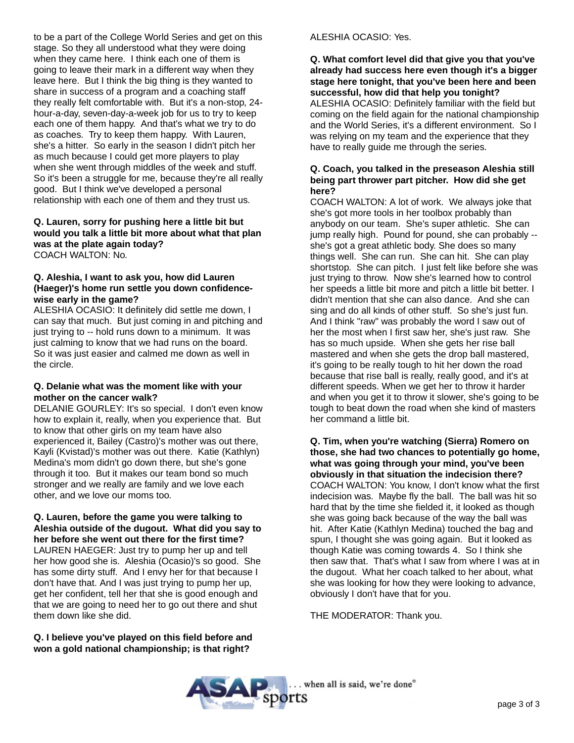to be a part of the College World Series and get on this stage. So they all understood what they were doing when they came here. I think each one of them is going to leave their mark in a different way when they leave here. But I think the big thing is they wanted to share in success of a program and a coaching staff they really felt comfortable with. But it's a non-stop, 24-hour-a-day, seven-day-a-week job for us to try to keep each one of them happy. And that's what we try to do as coaches. Try to keep them happy. With Lauren, she's a hitter. So early in the season I didn't pitch her as much because I could get more players to play when she went through middles of the week and stuff. So it's been a struggle for me, because they're all really good. But I think we've developed a personal relationship with each one of them and they trust us.

**Q. Lauren, sorry for pushing here a little bit but would you talk a little bit more about what that plan was at the plate again today?**
COACH WALTON: No.

**Q. Aleshia, I want to ask you, how did Lauren (Haeger)'s home run settle you down confidence-wise early in the game?**
ALESHIA OCASIO: It definitely did settle me down, I can say that much. But just coming in and pitching and just trying to -- hold runs down to a minimum. It was just calming to know that we had runs on the board. So it was just easier and calmed me down as well in the circle.

**Q. Delanie what was the moment like with your mother on the cancer walk?**
DELANIE GOURLEY: It's so special. I don't even know how to explain it, really, when you experience that. But to know that other girls on my team have also experienced it, Bailey (Castro)'s mother was out there, Kayli (Kvistad)'s mother was out there. Katie (Kathlyn) Medina's mom didn't go down there, but she's gone through it too. But it makes our team bond so much stronger and we really are family and we love each other, and we love our moms too.

**Q. Lauren, before the game you were talking to Aleshia outside of the dugout. What did you say to her before she went out there for the first time?**
LAUREN HAEGER: Just try to pump her up and tell her how good she is. Aleshia (Ocasio)'s so good. She has some dirty stuff. And I envy her for that because I don't have that. And I was just trying to pump her up, get her confident, tell her that she is good enough and that we are going to need her to go out there and shut them down like she did.

**Q. I believe you've played on this field before and won a gold national championship; is that right?**
ALESHIA OCASIO: Yes.

**Q. What comfort level did that give you that you've already had success here even though it's a bigger stage here tonight, that you've been here and been successful, how did that help you tonight?**
ALESHIA OCASIO: Definitely familiar with the field but coming on the field again for the national championship and the World Series, it's a different environment. So I was relying on my team and the experience that they have to really guide me through the series.

**Q. Coach, you talked in the preseason Aleshia still being part thrower part pitcher. How did she get here?**
COACH WALTON: A lot of work. We always joke that she's got more tools in her toolbox probably than anybody on our team. She's super athletic. She can jump really high. Pound for pound, she can probably -- she's got a great athletic body. She does so many things well. She can run. She can hit. She can play shortstop. She can pitch. I just felt like before she was just trying to throw. Now she's learned how to control her speeds a little bit more and pitch a little bit better. I didn't mention that she can also dance. And she can sing and do all kinds of other stuff. So she's just fun. And I think "raw" was probably the word I saw out of her the most when I first saw her, she's just raw. She has so much upside. When she gets her rise ball mastered and when she gets the drop ball mastered, it's going to be really tough to hit her down the road because that rise ball is really, really good, and it's at different speeds. When we get her to throw it harder and when you get it to throw it slower, she's going to be tough to beat down the road when she kind of masters her command a little bit.

**Q. Tim, when you're watching (Sierra) Romero on those, she had two chances to potentially go home, what was going through your mind, you've been obviously in that situation the indecision there?**
COACH WALTON: You know, I don't know what the first indecision was. Maybe fly the ball. The ball was hit so hard that by the time she fielded it, it looked as though she was going back because of the way the ball was hit. After Katie (Kathlyn Medina) touched the bag and spun, I thought she was going again. But it looked as though Katie was coming towards 4. So I think she then saw that. That's what I saw from where I was at in the dugout. What her coach talked to her about, what she was looking for how they were looking to advance, obviously I don't have that for you.

THE MODERATOR: Thank you.